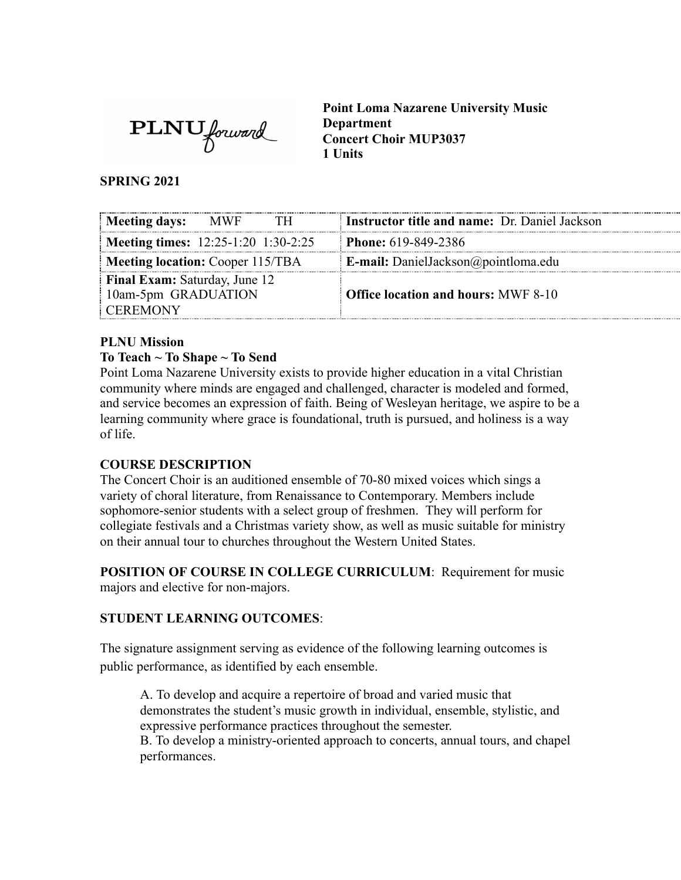PLNU*forward*

**Point Loma Nazarene University Music Department**
**Concert Choir MUP3037**
**1 Units**

**SPRING 2021**

| | |
|---|---|
| **Meeting days:** MWF TH | **Instructor title and name:** Dr. Daniel Jackson |
| **Meeting times:** 12:25-1:20 1:30-2:25 | **Phone:** 619-849-2386 |
| **Meeting location:** Cooper 115/TBA | **E-mail:** DanielJackson@pointloma.edu |
| **Final Exam:** Saturday, June 12 10am-5pm GRADUATION CEREMONY | **Office location and hours:** MWF 8-10 |

**PLNU Mission**

**To Teach ~ To Shape ~ To Send**

Point Loma Nazarene University exists to provide higher education in a vital Christian community where minds are engaged and challenged, character is modeled and formed, and service becomes an expression of faith. Being of Wesleyan heritage, we aspire to be a learning community where grace is foundational, truth is pursued, and holiness is a way of life.

**COURSE DESCRIPTION**

The Concert Choir is an auditioned ensemble of 70-80 mixed voices which sings a variety of choral literature, from Renaissance to Contemporary. Members include sophomore-senior students with a select group of freshmen. They will perform for collegiate festivals and a Christmas variety show, as well as music suitable for ministry on their annual tour to churches throughout the Western United States.

**POSITION OF COURSE IN COLLEGE CURRICULUM**: Requirement for music majors and elective for non-majors.

**STUDENT LEARNING OUTCOMES**:

The signature assignment serving as evidence of the following learning outcomes is public performance, as identified by each ensemble.

A. To develop and acquire a repertoire of broad and varied music that demonstrates the student's music growth in individual, ensemble, stylistic, and expressive performance practices throughout the semester.
B. To develop a ministry-oriented approach to concerts, annual tours, and chapel performances.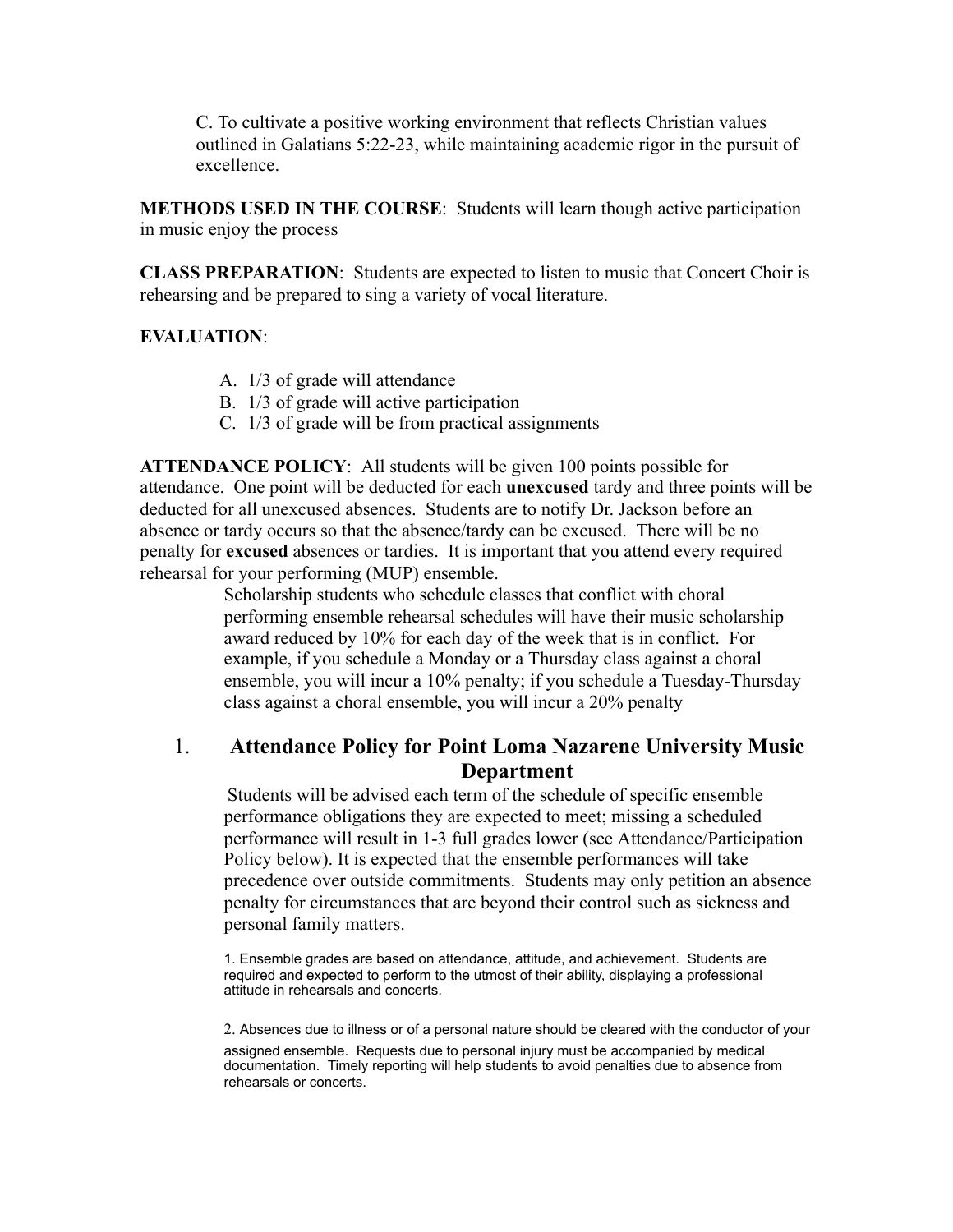C. To cultivate a positive working environment that reflects Christian values outlined in Galatians 5:22-23, while maintaining academic rigor in the pursuit of excellence.

**METHODS USED IN THE COURSE**: Students will learn though active participation in music enjoy the process

**CLASS PREPARATION**: Students are expected to listen to music that Concert Choir is rehearsing and be prepared to sing a variety of vocal literature.

**EVALUATION**:

A. 1/3 of grade will attendance
B. 1/3 of grade will active participation
C. 1/3 of grade will be from practical assignments

**ATTENDANCE POLICY**: All students will be given 100 points possible for attendance. One point will be deducted for each **unexcused** tardy and three points will be deducted for all unexcused absences. Students are to notify Dr. Jackson before an absence or tardy occurs so that the absence/tardy can be excused. There will be no penalty for **excused** absences or tardies. It is important that you attend every required rehearsal for your performing (MUP) ensemble.

Scholarship students who schedule classes that conflict with choral performing ensemble rehearsal schedules will have their music scholarship award reduced by 10% for each day of the week that is in conflict. For example, if you schedule a Monday or a Thursday class against a choral ensemble, you will incur a 10% penalty; if you schedule a Tuesday-Thursday class against a choral ensemble, you will incur a 20% penalty

## 1. Attendance Policy for Point Loma Nazarene University Music Department

Students will be advised each term of the schedule of specific ensemble performance obligations they are expected to meet; missing a scheduled performance will result in 1-3 full grades lower (see Attendance/Participation Policy below). It is expected that the ensemble performances will take precedence over outside commitments. Students may only petition an absence penalty for circumstances that are beyond their control such as sickness and personal family matters.

1. Ensemble grades are based on attendance, attitude, and achievement. Students are required and expected to perform to the utmost of their ability, displaying a professional attitude in rehearsals and concerts.

2. Absences due to illness or of a personal nature should be cleared with the conductor of your assigned ensemble. Requests due to personal injury must be accompanied by medical documentation. Timely reporting will help students to avoid penalties due to absence from rehearsals or concerts.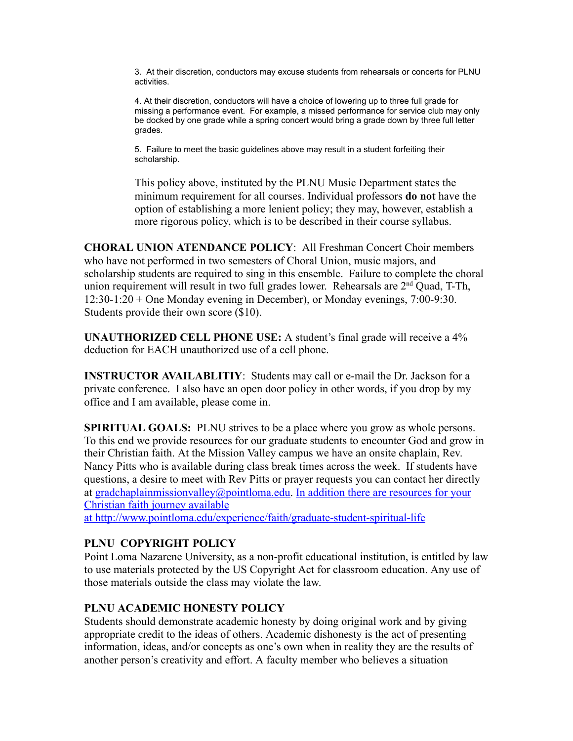3. At their discretion, conductors may excuse students from rehearsals or concerts for PLNU activities.

4. At their discretion, conductors will have a choice of lowering up to three full grade for missing a performance event. For example, a missed performance for service club may only be docked by one grade while a spring concert would bring a grade down by three full letter grades.

5. Failure to meet the basic guidelines above may result in a student forfeiting their scholarship.

This policy above, instituted by the PLNU Music Department states the minimum requirement for all courses. Individual professors **do not** have the option of establishing a more lenient policy; they may, however, establish a more rigorous policy, which is to be described in their course syllabus.

**CHORAL UNION ATENDANCE POLICY**: All Freshman Concert Choir members who have not performed in two semesters of Choral Union, music majors, and scholarship students are required to sing in this ensemble. Failure to complete the choral union requirement will result in two full grades lower. Rehearsals are 2nd Quad, T-Th, 12:30-1:20 + One Monday evening in December), or Monday evenings, 7:00-9:30. Students provide their own score ($10).

**UNAUTHORIZED CELL PHONE USE:** A student's final grade will receive a 4% deduction for EACH unauthorized use of a cell phone.

**INSTRUCTOR AVAILABLITIY**: Students may call or e-mail the Dr. Jackson for a private conference. I also have an open door policy in other words, if you drop by my office and I am available, please come in.

**SPIRITUAL GOALS:** PLNU strives to be a place where you grow as whole persons. To this end we provide resources for our graduate students to encounter God and grow in their Christian faith. At the Mission Valley campus we have an onsite chaplain, Rev. Nancy Pitts who is available during class break times across the week. If students have questions, a desire to meet with Rev Pitts or prayer requests you can contact her directly at gradchaplainmissionvalley@pointloma.edu. In addition there are resources for your Christian faith journey available at http://www.pointloma.edu/experience/faith/graduate-student-spiritual-life

**PLNU COPYRIGHT POLICY**

Point Loma Nazarene University, as a non-profit educational institution, is entitled by law to use materials protected by the US Copyright Act for classroom education. Any use of those materials outside the class may violate the law.

**PLNU ACADEMIC HONESTY POLICY**

Students should demonstrate academic honesty by doing original work and by giving appropriate credit to the ideas of others. Academic dishonesty is the act of presenting information, ideas, and/or concepts as one's own when in reality they are the results of another person's creativity and effort. A faculty member who believes a situation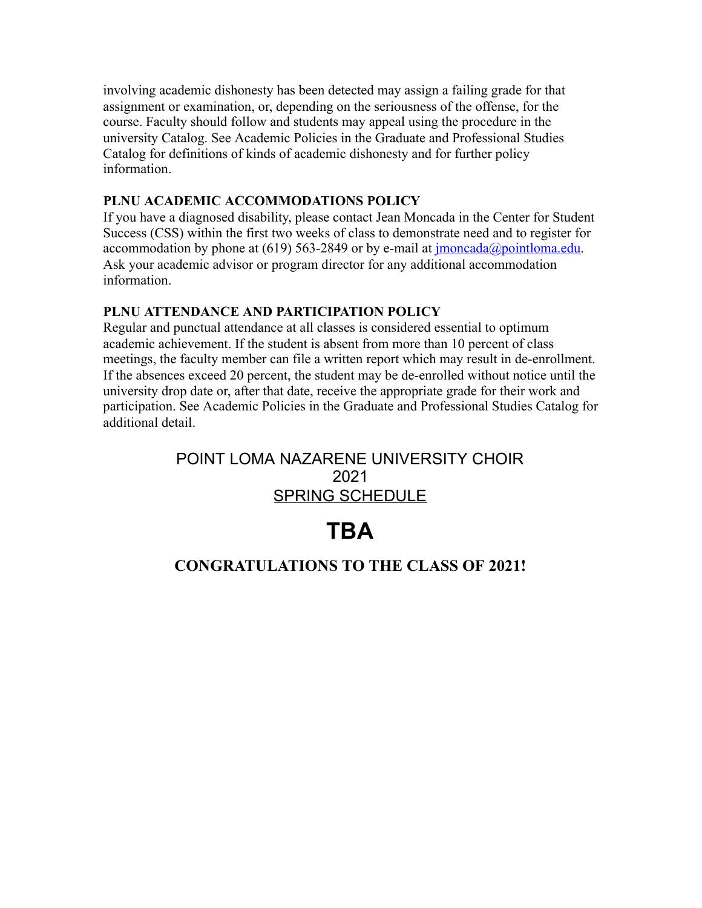involving academic dishonesty has been detected may assign a failing grade for that assignment or examination, or, depending on the seriousness of the offense, for the course. Faculty should follow and students may appeal using the procedure in the university Catalog. See Academic Policies in the Graduate and Professional Studies Catalog for definitions of kinds of academic dishonesty and for further policy information.

**PLNU ACADEMIC ACCOMMODATIONS POLICY**

If you have a diagnosed disability, please contact Jean Moncada in the Center for Student Success (CSS) within the first two weeks of class to demonstrate need and to register for accommodation by phone at (619) 563-2849 or by e-mail at jmoncada@pointloma.edu. Ask your academic advisor or program director for any additional accommodation information.

**PLNU ATTENDANCE AND PARTICIPATION POLICY**

Regular and punctual attendance at all classes is considered essential to optimum academic achievement. If the student is absent from more than 10 percent of class meetings, the faculty member can file a written report which may result in de-enrollment. If the absences exceed 20 percent, the student may be de-enrolled without notice until the university drop date or, after that date, receive the appropriate grade for their work and participation. See Academic Policies in the Graduate and Professional Studies Catalog for additional detail.

POINT LOMA NAZARENE UNIVERSITY CHOIR
2021
SPRING SCHEDULE

# TBA

## CONGRATULATIONS TO THE CLASS OF 2021!